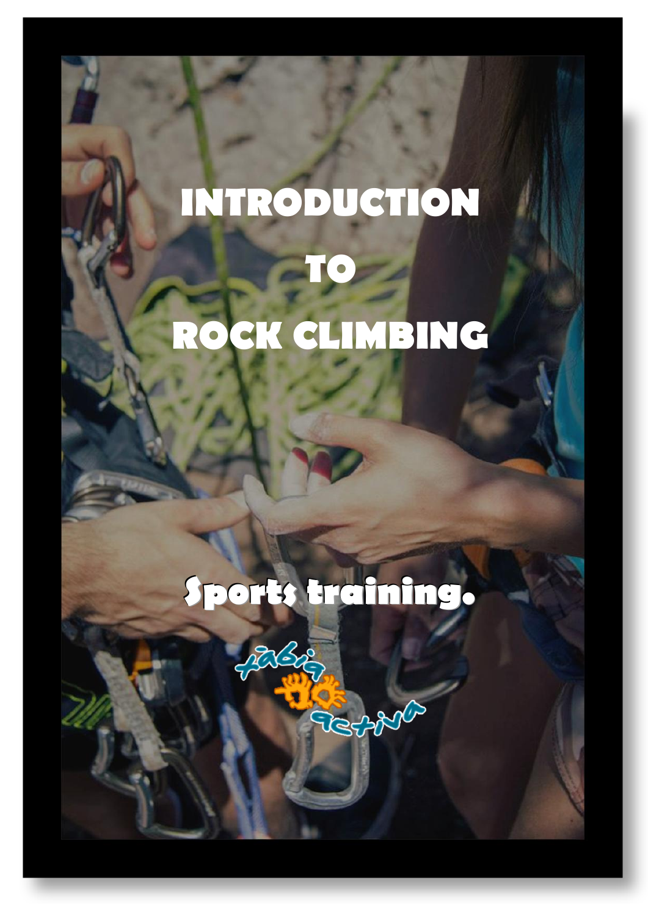# INTRODUCTION TO ROCK CLIMBING

## Sports training.

xàbia activa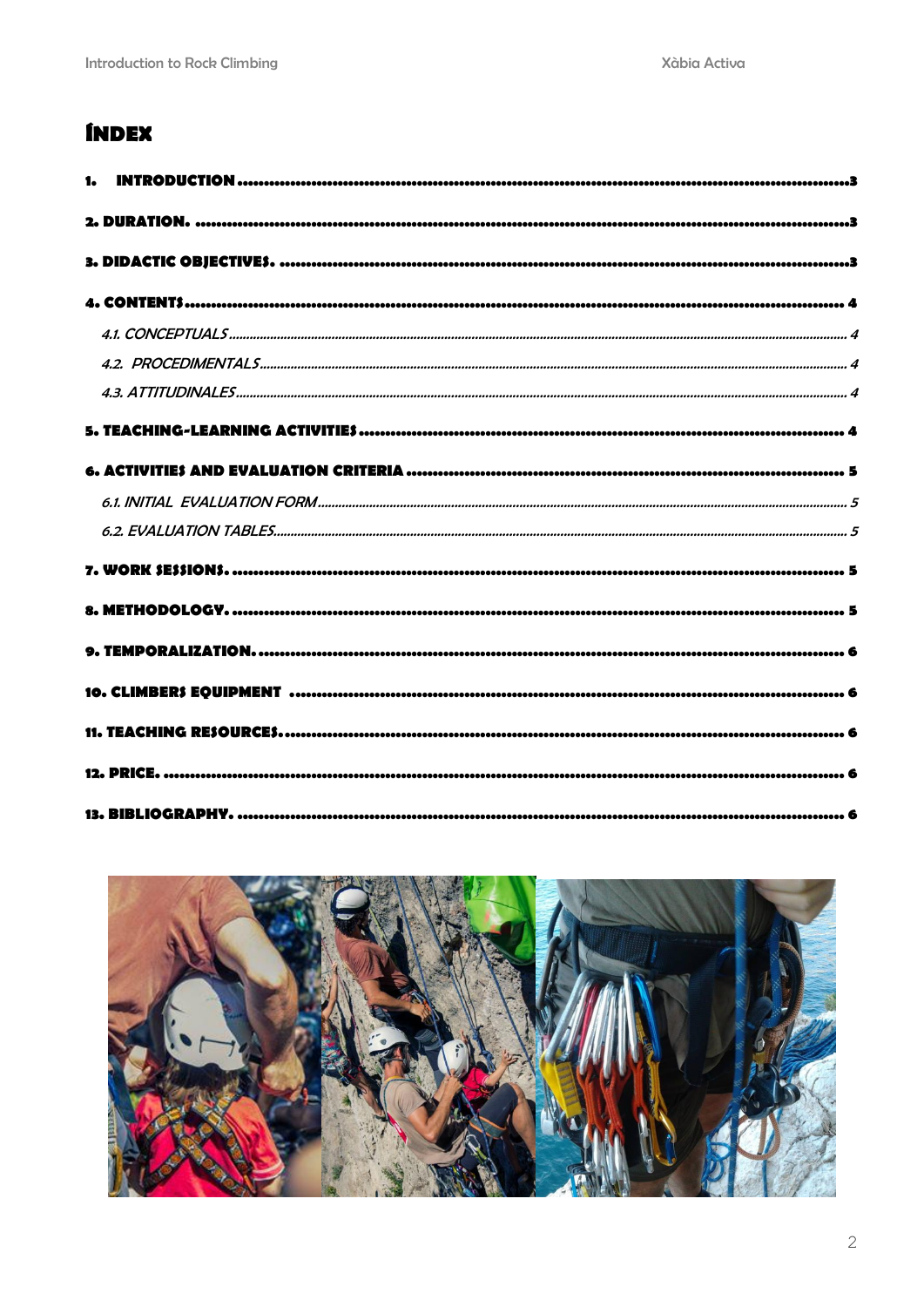# ÍNDEX

1. **INTRODUCTION** ....................................................................................................................3

2. **DURATION.** ...........................................................................................................................3

3. **DIDACTIC OBJECTIVES.** .....................................................................................................3

4. **CONTENTS** ............................................................................................................................4

   *4.1. CONCEPTUALS* ..................................................................................................................4

   *4.2. PROCEDIMENTALS* ............................................................................................................4

   *4.3. ATTITUDINALES* .................................................................................................................4

5. **TEACHING-LEARNING ACTIVITIES** ..................................................................................4

6. **ACTIVITIES AND EVALUATION CRITERIA** ........................................................................5

   *6.1. INITIAL EVALUATION FORM* ..............................................................................................5

   *6.2. EVALUATION TABLES* .........................................................................................................5

7. **WORK SESSIONS.** ................................................................................................................5

8. **METHODOLOGY.** ..................................................................................................................5

9. **TEMPORALIZATION.** .............................................................................................................6

10. **CLIMBERS EQUIPMENT** ......................................................................................................6

11. **TEACHING RESOURCES.** .....................................................................................................6

12. **PRICE.** ..................................................................................................................................6

13. **BIBLIOGRAPHY.** ...................................................................................................................6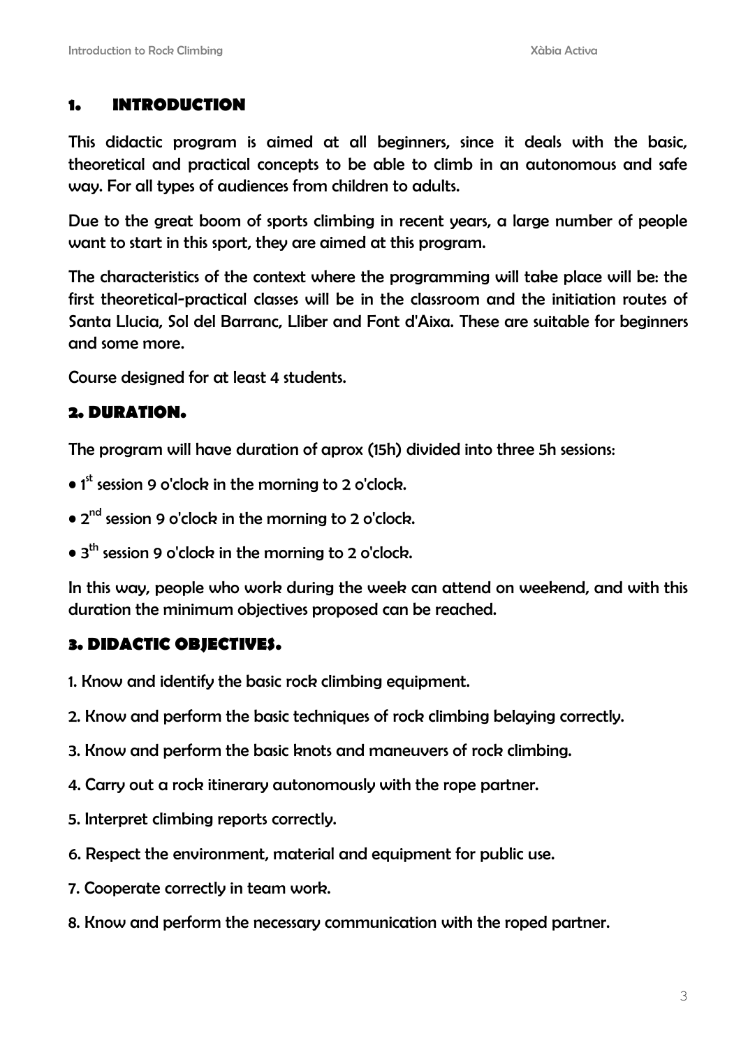## 1. INTRODUCTION

This didactic program is aimed at all beginners, since it deals with the basic, theoretical and practical concepts to be able to climb in an autonomous and safe way. For all types of audiences from children to adults.

Due to the great boom of sports climbing in recent years, a large number of people want to start in this sport, they are aimed at this program.

The characteristics of the context where the programming will take place will be: the first theoretical-practical classes will be in the classroom and the initiation routes of Santa Llucia, Sol del Barranc, Lliber and Font d'Aixa. These are suitable for beginners and some more.

Course designed for at least 4 students.

## 2. DURATION.

The program will have duration of aprox (15h) divided into three 5h sessions:

- 1st session 9 o'clock in the morning to 2 o'clock.
- 2nd session 9 o'clock in the morning to 2 o'clock.
- 3th session 9 o'clock in the morning to 2 o'clock.

In this way, people who work during the week can attend on weekend, and with this duration the minimum objectives proposed can be reached.

## 3. DIDACTIC OBJECTIVES.

1. Know and identify the basic rock climbing equipment.
2. Know and perform the basic techniques of rock climbing belaying correctly.
3. Know and perform the basic knots and maneuvers of rock climbing.
4. Carry out a rock itinerary autonomously with the rope partner.
5. Interpret climbing reports correctly.
6. Respect the environment, material and equipment for public use.
7. Cooperate correctly in team work.
8. Know and perform the necessary communication with the roped partner.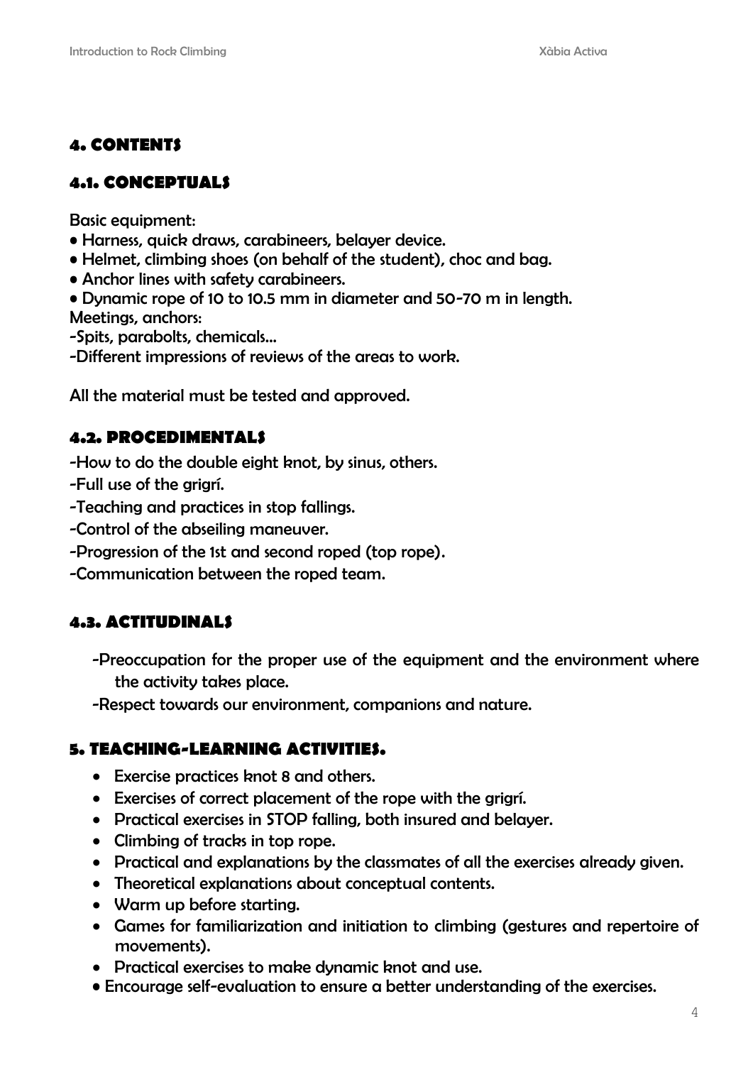## 4. CONTENTS

### 4.1. CONCEPTUALS

Basic equipment:

- Harness, quick draws, carabineers, belayer device.
- Helmet, climbing shoes (on behalf of the student), choc and bag.
- Anchor lines with safety carabineers.
- Dynamic rope of 10 to 10.5 mm in diameter and 50-70 m in length.

Meetings, anchors:

-Spits, parabolts, chemicals...

-Different impressions of reviews of the areas to work.

All the material must be tested and approved.

### 4.2. PROCEDIMENTALS

-How to do the double eight knot, by sinus, others.

-Full use of the grigrí.

-Teaching and practices in stop fallings.

-Control of the abseiling maneuver.

-Progression of the 1st and second roped (top rope).

-Communication between the roped team.

### 4.3. ACTITUDINALS

-Preoccupation for the proper use of the equipment and the environment where the activity takes place.

-Respect towards our environment, companions and nature.

## 5. TEACHING-LEARNING ACTIVITIES.

- Exercise practices knot 8 and others.
- Exercises of correct placement of the rope with the grigrí.
- Practical exercises in STOP falling, both insured and belayer.
- Climbing of tracks in top rope.
- Practical and explanations by the classmates of all the exercises already given.
- Theoretical explanations about conceptual contents.
- Warm up before starting.
- Games for familiarization and initiation to climbing (gestures and repertoire of movements).
- Practical exercises to make dynamic knot and use.
- Encourage self-evaluation to ensure a better understanding of the exercises.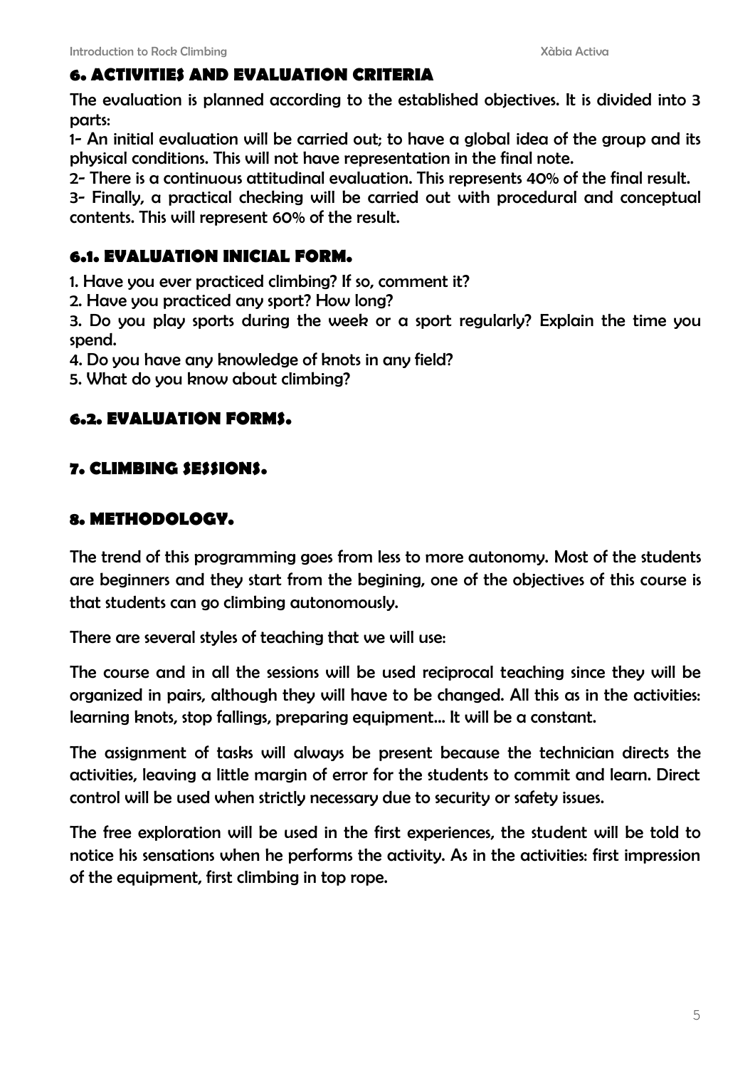## 6. ACTIVITIES AND EVALUATION CRITERIA

The evaluation is planned according to the established objectives. It is divided into 3 parts:

1- An initial evaluation will be carried out; to have a global idea of the group and its physical conditions. This will not have representation in the final note.

2- There is a continuous attitudinal evaluation. This represents 40% of the final result.

3- Finally, a practical checking will be carried out with procedural and conceptual contents. This will represent 60% of the result.

### 6.1. EVALUATION INICIAL FORM.

1. Have you ever practiced climbing? If so, comment it?
2. Have you practiced any sport? How long?
3. Do you play sports during the week or a sport regularly? Explain the time you spend.
4. Do you have any knowledge of knots in any field?
5. What do you know about climbing?

### 6.2. EVALUATION FORMS.

## 7. CLIMBING SESSIONS.

## 8. METHODOLOGY.

The trend of this programming goes from less to more autonomy. Most of the students are beginners and they start from the begining, one of the objectives of this course is that students can go climbing autonomously.

There are several styles of teaching that we will use:

The course and in all the sessions will be used reciprocal teaching since they will be organized in pairs, although they will have to be changed. All this as in the activities: learning knots, stop fallings, preparing equipment... It will be a constant.

The assignment of tasks will always be present because the technician directs the activities, leaving a little margin of error for the students to commit and learn. Direct control will be used when strictly necessary due to security or safety issues.

The free exploration will be used in the first experiences, the student will be told to notice his sensations when he performs the activity. As in the activities: first impression of the equipment, first climbing in top rope.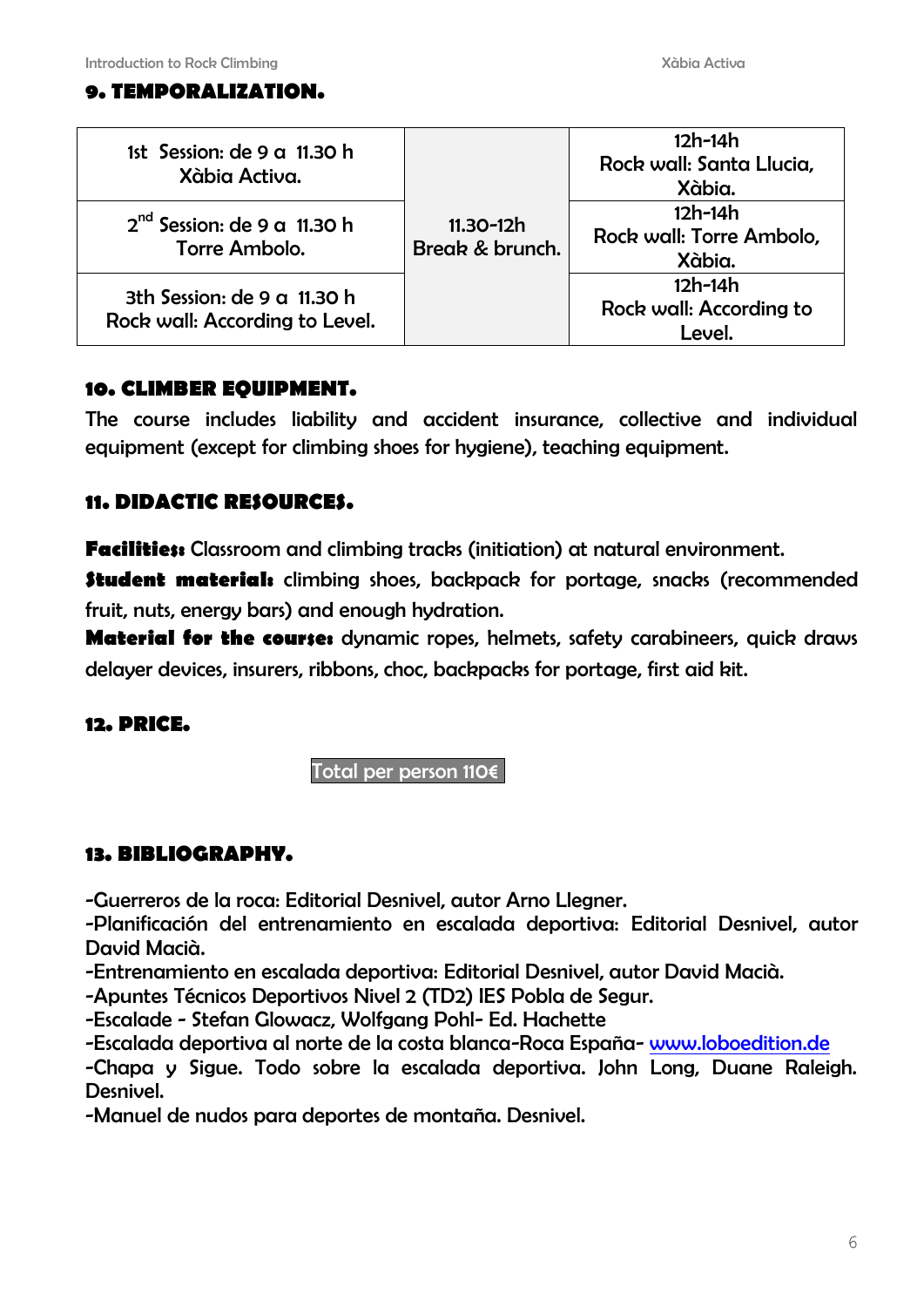## 9. TEMPORALIZATION.

| | | |
|---|---|---|
| 1st Session: de 9 a 11.30 h<br>Xàbia Activa. | 11.30-12h<br>Break & brunch. | 12h-14h<br>Rock wall: Santa Llucia, Xàbia. |
| 2nd Session: de 9 a 11.30 h<br>Torre Ambolo. | | 12h-14h<br>Rock wall: Torre Ambolo, Xàbia. |
| 3th Session: de 9 a 11.30 h<br>Rock wall: According to Level. | | 12h-14h<br>Rock wall: According to Level. |

## 10. CLIMBER EQUIPMENT.

The course includes liability and accident insurance, collective and individual equipment (except for climbing shoes for hygiene), teaching equipment.

## 11. DIDACTIC RESOURCES.

**Facilities:** Classroom and climbing tracks (initiation) at natural environment.

**Student material:** climbing shoes, backpack for portage, snacks (recommended fruit, nuts, energy bars) and enough hydration.

**Material for the course:** dynamic ropes, helmets, safety carabineers, quick draws delayer devices, insurers, ribbons, choc, backpacks for portage, first aid kit.

## 12. PRICE.

Total per person 110€

## 13. BIBLIOGRAPHY.

-Guerreros de la roca: Editorial Desnivel, autor Arno Llegner.
-Planificación del entrenamiento en escalada deportiva: Editorial Desnivel, autor David Macià.
-Entrenamiento en escalada deportiva: Editorial Desnivel, autor David Macià.
-Apuntes Técnicos Deportivos Nivel 2 (TD2) IES Pobla de Segur.
-Escalade - Stefan Glowacz, Wolfgang Pohl- Ed. Hachette
-Escalada deportiva al norte de la costa blanca-Roca España- www.loboedition.de
-Chapa y Sigue. Todo sobre la escalada deportiva. John Long, Duane Raleigh. Desnivel.
-Manuel de nudos para deportes de montaña. Desnivel.